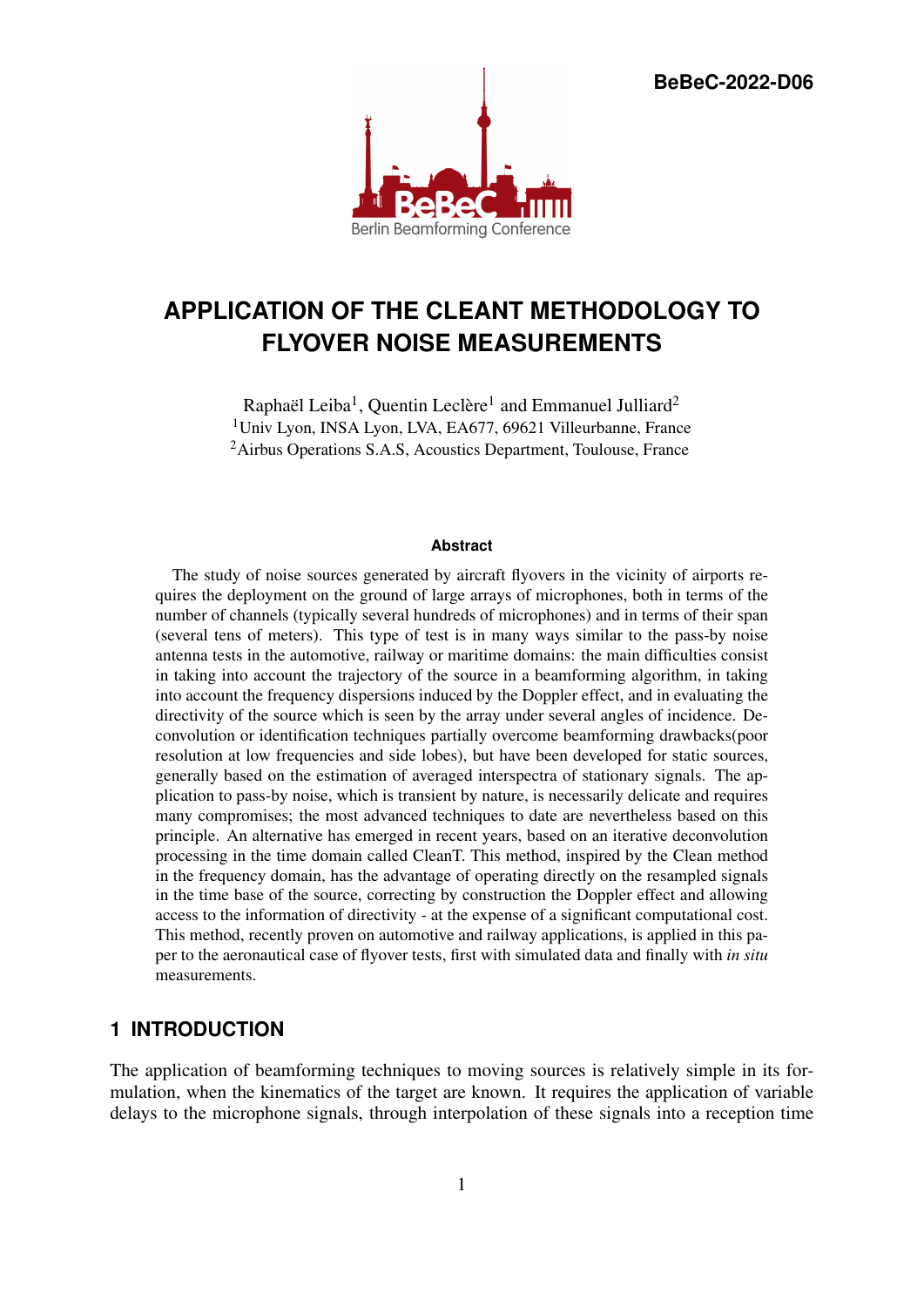BeBeC-2022-D06

# APPLICATION OF THE CLEANT METHODOLOGY TO FLYOVER NOISE MEASUREMENTS

Raphaël Leiba[1], Quentin Leclère[1] and Emmanuel Julliard[2]
[1]Univ Lyon, INSA Lyon, LVA, EA677, 69621 Villeurbanne, France
[2]Airbus Operations S.A.S, Acoustics Department, Toulouse, France

#### Abstract

The study of noise sources generated by aircraft flyovers in the vicinity of airports requires the deployment on the ground of large arrays of microphones, both in terms of the number of channels (typically several hundreds of microphones) and in terms of their span (several tens of meters). This type of test is in many ways similar to the pass-by noise antenna tests in the automotive, railway or maritime domains: the main difficulties consist in taking into account the trajectory of the source in a beamforming algorithm, in taking into account the frequency dispersions induced by the Doppler effect, and in evaluating the directivity of the source which is seen by the array under several angles of incidence. Deconvolution or identification techniques partially overcome beamforming drawbacks(poor resolution at low frequencies and side lobes), but have been developed for static sources, generally based on the estimation of averaged interspectra of stationary signals. The application to pass-by noise, which is transient by nature, is necessarily delicate and requires many compromises; the most advanced techniques to date are nevertheless based on this principle. An alternative has emerged in recent years, based on an iterative deconvolution processing in the time domain called CleanT. This method, inspired by the Clean method in the frequency domain, has the advantage of operating directly on the resampled signals in the time base of the source, correcting by construction the Doppler effect and allowing access to the information of directivity - at the expense of a significant computational cost. This method, recently proven on automotive and railway applications, is applied in this paper to the aeronautical case of flyover tests, first with simulated data and finally with *in situ* measurements.

## 1 INTRODUCTION

The application of beamforming techniques to moving sources is relatively simple in its formulation, when the kinematics of the target are known. It requires the application of variable delays to the microphone signals, through interpolation of these signals into a reception time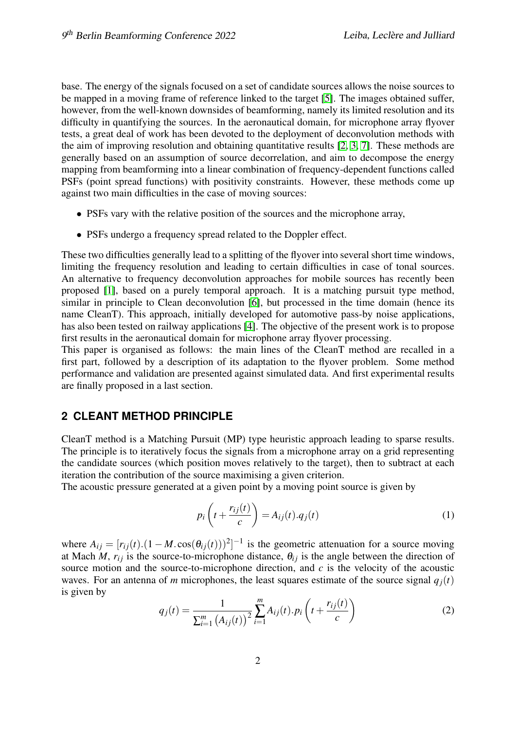base. The energy of the signals focused on a set of candidate sources allows the noise sources to be mapped in a moving frame of reference linked to the target [5]. The images obtained suffer, however, from the well-known downsides of beamforming, namely its limited resolution and its difficulty in quantifying the sources. In the aeronautical domain, for microphone array flyover tests, a great deal of work has been devoted to the deployment of deconvolution methods with the aim of improving resolution and obtaining quantitative results [2, 3, 7]. These methods are generally based on an assumption of source decorrelation, and aim to decompose the energy mapping from beamforming into a linear combination of frequency-dependent functions called PSFs (point spread functions) with positivity constraints. However, these methods come up against two main difficulties in the case of moving sources:

- PSFs vary with the relative position of the sources and the microphone array,
- PSFs undergo a frequency spread related to the Doppler effect.

These two difficulties generally lead to a splitting of the flyover into several short time windows, limiting the frequency resolution and leading to certain difficulties in case of tonal sources. An alternative to frequency deconvolution approaches for mobile sources has recently been proposed [1], based on a purely temporal approach. It is a matching pursuit type method, similar in principle to Clean deconvolution [6], but processed in the time domain (hence its name CleanT). This approach, initially developed for automotive pass-by noise applications, has also been tested on railway applications [4]. The objective of the present work is to propose first results in the aeronautical domain for microphone array flyover processing.
This paper is organised as follows: the main lines of the CleanT method are recalled in a first part, followed by a description of its adaptation to the flyover problem. Some method performance and validation are presented against simulated data. And first experimental results are finally proposed in a last section.

## 2 CLEANT METHOD PRINCIPLE

CleanT method is a Matching Pursuit (MP) type heuristic approach leading to sparse results. The principle is to iteratively focus the signals from a microphone array on a grid representing the candidate sources (which position moves relatively to the target), then to subtract at each iteration the contribution of the source maximising a given criterion.
The acoustic pressure generated at a given point by a moving point source is given by

$$p_i\left(t+\frac{r_{ij}(t)}{c}\right) = A_{ij}(t).q_j(t) \tag{1}$$

where $A_{ij} = [r_{ij}(t).(1-M.\cos(\theta_{ij}(t)))^2]^{-1}$ is the geometric attenuation for a source moving at Mach $M$, $r_{ij}$ is the source-to-microphone distance, $\theta_{ij}$ is the angle between the direction of source motion and the source-to-microphone direction, and $c$ is the velocity of the acoustic waves. For an antenna of $m$ microphones, the least squares estimate of the source signal $q_j(t)$ is given by

$$q_j(t) = \frac{1}{\sum_{i=1}^{m}\left(A_{ij}(t)\right)^2}\sum_{i=1}^{m} A_{ij}(t).p_i\left(t+\frac{r_{ij}(t)}{c}\right) \tag{2}$$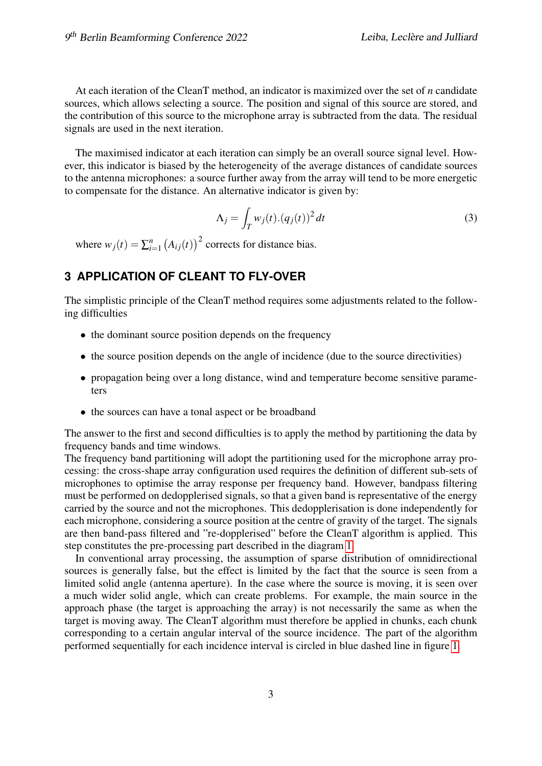At each iteration of the CleanT method, an indicator is maximized over the set of $n$ candidate sources, which allows selecting a source. The position and signal of this source are stored, and the contribution of this source to the microphone array is subtracted from the data. The residual signals are used in the next iteration.

The maximised indicator at each iteration can simply be an overall source signal level. However, this indicator is biased by the heterogeneity of the average distances of candidate sources to the antenna microphones: a source further away from the array will tend to be more energetic to compensate for the distance. An alternative indicator is given by:

$$\Lambda_j = \int_T w_j(t).(q_j(t))^2 \, dt \tag{3}$$

where $w_j(t) = \sum_{i=1}^{n} \left(A_{ij}(t)\right)^2$ corrects for distance bias.

## 3 APPLICATION OF CLEANT TO FLY-OVER

The simplistic principle of the CleanT method requires some adjustments related to the following difficulties

- the dominant source position depends on the frequency
- the source position depends on the angle of incidence (due to the source directivities)
- propagation being over a long distance, wind and temperature become sensitive parameters
- the sources can have a tonal aspect or be broadband

The answer to the first and second difficulties is to apply the method by partitioning the data by frequency bands and time windows.
The frequency band partitioning will adopt the partitioning used for the microphone array processing: the cross-shape array configuration used requires the definition of different sub-sets of microphones to optimise the array response per frequency band. However, bandpass filtering must be performed on dedopplerised signals, so that a given band is representative of the energy carried by the source and not the microphones. This dedopplerisation is done independently for each microphone, considering a source position at the centre of gravity of the target. The signals are then band-pass filtered and "re-dopplerised" before the CleanT algorithm is applied. This step constitutes the pre-processing part described in the diagram 1.

In conventional array processing, the assumption of sparse distribution of omnidirectional sources is generally false, but the effect is limited by the fact that the source is seen from a limited solid angle (antenna aperture). In the case where the source is moving, it is seen over a much wider solid angle, which can create problems. For example, the main source in the approach phase (the target is approaching the array) is not necessarily the same as when the target is moving away. The CleanT algorithm must therefore be applied in chunks, each chunk corresponding to a certain angular interval of the source incidence. The part of the algorithm performed sequentially for each incidence interval is circled in blue dashed line in figure 1.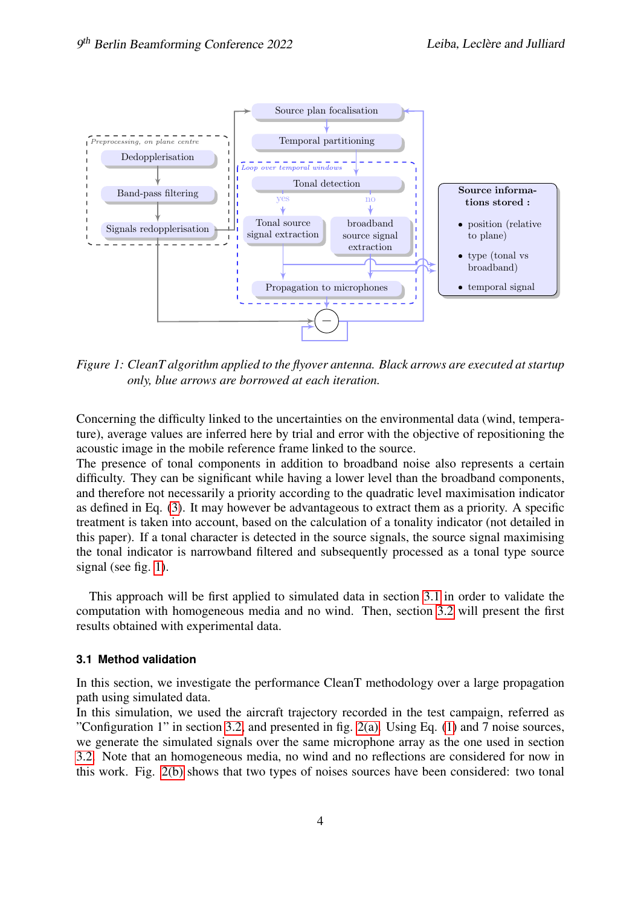Figure 1: CleanT algorithm applied to the flyover antenna. Black arrows are executed at startup only, blue arrows are borrowed at each iteration.

Concerning the difficulty linked to the uncertainties on the environmental data (wind, temperature), average values are inferred here by trial and error with the objective of repositioning the acoustic image in the mobile reference frame linked to the source.
The presence of tonal components in addition to broadband noise also represents a certain difficulty. They can be significant while having a lower level than the broadband components, and therefore not necessarily a priority according to the quadratic level maximisation indicator as defined in Eq. (3). It may however be advantageous to extract them as a priority. A specific treatment is taken into account, based on the calculation of a tonality indicator (not detailed in this paper). If a tonal character is detected in the source signals, the source signal maximising the tonal indicator is narrowband filtered and subsequently processed as a tonal type source signal (see fig. 1).

This approach will be first applied to simulated data in section 3.1 in order to validate the computation with homogeneous media and no wind. Then, section 3.2 will present the first results obtained with experimental data.

### 3.1 Method validation

In this section, we investigate the performance CleanT methodology over a large propagation path using simulated data.
In this simulation, we used the aircraft trajectory recorded in the test campaign, referred as "Configuration 1" in section 3.2, and presented in fig. 2(a). Using Eq. (1) and 7 noise sources, we generate the simulated signals over the same microphone array as the one used in section 3.2. Note that an homogeneous media, no wind and no reflections are considered for now in this work. Fig. 2(b) shows that two types of noises sources have been considered: two tonal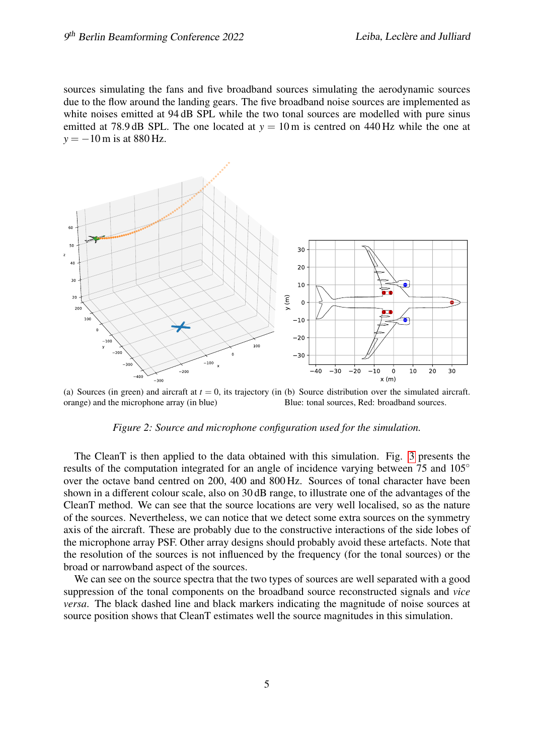sources simulating the fans and five broadband sources simulating the aerodynamic sources due to the flow around the landing gears. The five broadband noise sources are implemented as white noises emitted at 94 dB SPL while the two tonal sources are modelled with pure sinus emitted at 78.9 dB SPL. The one located at $y = 10$ m is centred on 440 Hz while the one at $y = -10$ m is at 880 Hz.

(a) Sources (in green) and aircraft at $t = 0$, its trajectory (in orange) and the microphone array (in blue)

(b) Source distribution over the simulated aircraft. Blue: tonal sources, Red: broadband sources.

*Figure 2: Source and microphone configuration used for the simulation.*

The CleanT is then applied to the data obtained with this simulation. Fig. 3 presents the results of the computation integrated for an angle of incidence varying between 75 and 105° over the octave band centred on 200, 400 and 800 Hz. Sources of tonal character have been shown in a different colour scale, also on 30 dB range, to illustrate one of the advantages of the CleanT method. We can see that the source locations are very well localised, so as the nature of the sources. Nevertheless, we can notice that we detect some extra sources on the symmetry axis of the aircraft. These are probably due to the constructive interactions of the side lobes of the microphone array PSF. Other array designs should probably avoid these artefacts. Note that the resolution of the sources is not influenced by the frequency (for the tonal sources) or the broad or narrowband aspect of the sources.

We can see on the source spectra that the two types of sources are well separated with a good suppression of the tonal components on the broadband source reconstructed signals and *vice versa*. The black dashed line and black markers indicating the magnitude of noise sources at source position shows that CleanT estimates well the source magnitudes in this simulation.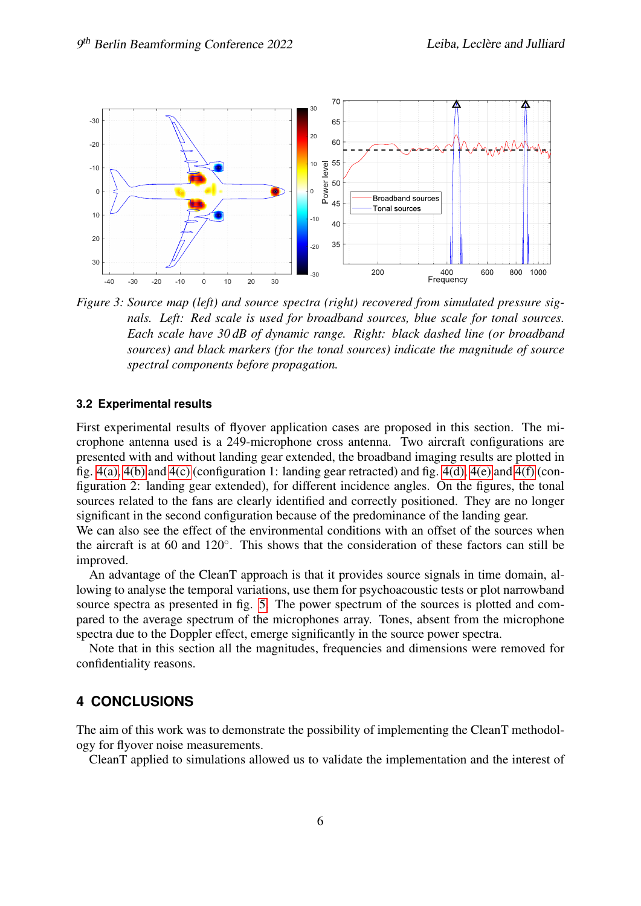*Figure 3: Source map (left) and source spectra (right) recovered from simulated pressure signals. Left: Red scale is used for broadband sources, blue scale for tonal sources. Each scale have 30 dB of dynamic range. Right: black dashed line (or broadband sources) and black markers (for the tonal sources) indicate the magnitude of source spectral components before propagation.*

### 3.2 Experimental results

First experimental results of flyover application cases are proposed in this section. The microphone antenna used is a 249-microphone cross antenna. Two aircraft configurations are presented with and without landing gear extended, the broadband imaging results are plotted in fig. 4(a), 4(b) and 4(c) (configuration 1: landing gear retracted) and fig. 4(d), 4(e) and 4(f) (configuration 2: landing gear extended), for different incidence angles. On the figures, the tonal sources related to the fans are clearly identified and correctly positioned. They are no longer significant in the second configuration because of the predominance of the landing gear.
We can also see the effect of the environmental conditions with an offset of the sources when the aircraft is at 60 and 120°. This shows that the consideration of these factors can still be improved.

An advantage of the CleanT approach is that it provides source signals in time domain, allowing to analyse the temporal variations, use them for psychoacoustic tests or plot narrowband source spectra as presented in fig. 5. The power spectrum of the sources is plotted and compared to the average spectrum of the microphones array. Tones, absent from the microphone spectra due to the Doppler effect, emerge significantly in the source power spectra.

Note that in this section all the magnitudes, frequencies and dimensions were removed for confidentiality reasons.

## 4 CONCLUSIONS

The aim of this work was to demonstrate the possibility of implementing the CleanT methodology for flyover noise measurements.

CleanT applied to simulations allowed us to validate the implementation and the interest of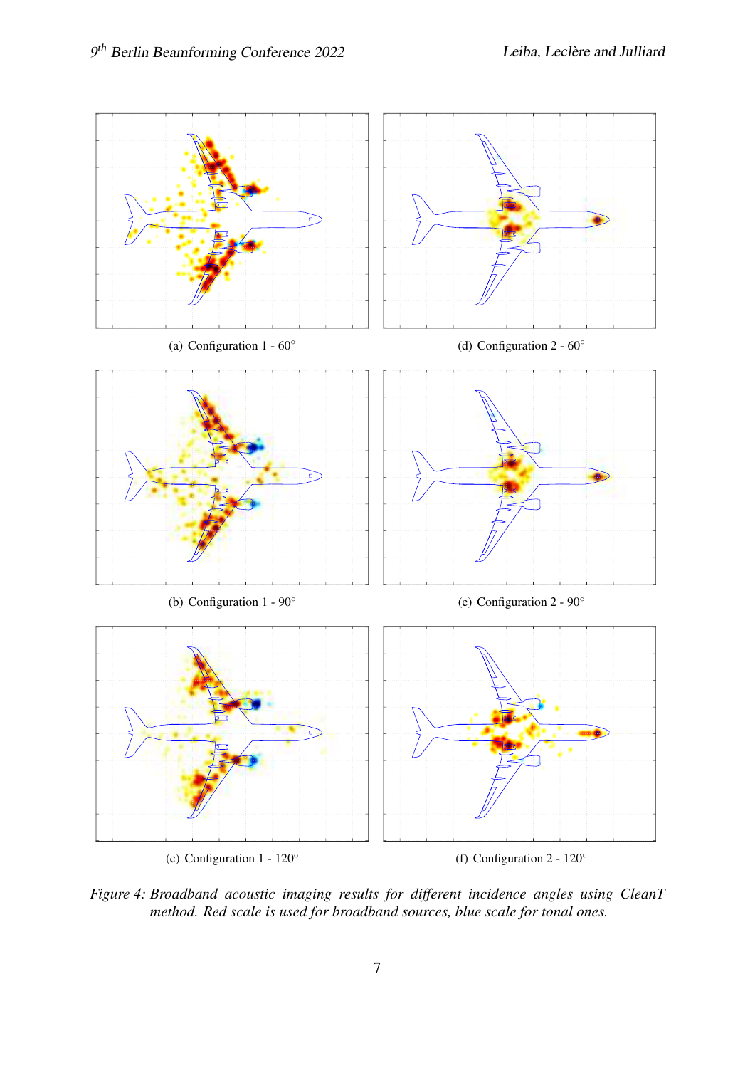(a) Configuration 1 - 60°

(d) Configuration 2 - 60°

(b) Configuration 1 - 90°

(e) Configuration 2 - 90°

(c) Configuration 1 - 120°

(f) Configuration 2 - 120°

*Figure 4: Broadband acoustic imaging results for different incidence angles using CleanT method. Red scale is used for broadband sources, blue scale for tonal ones.*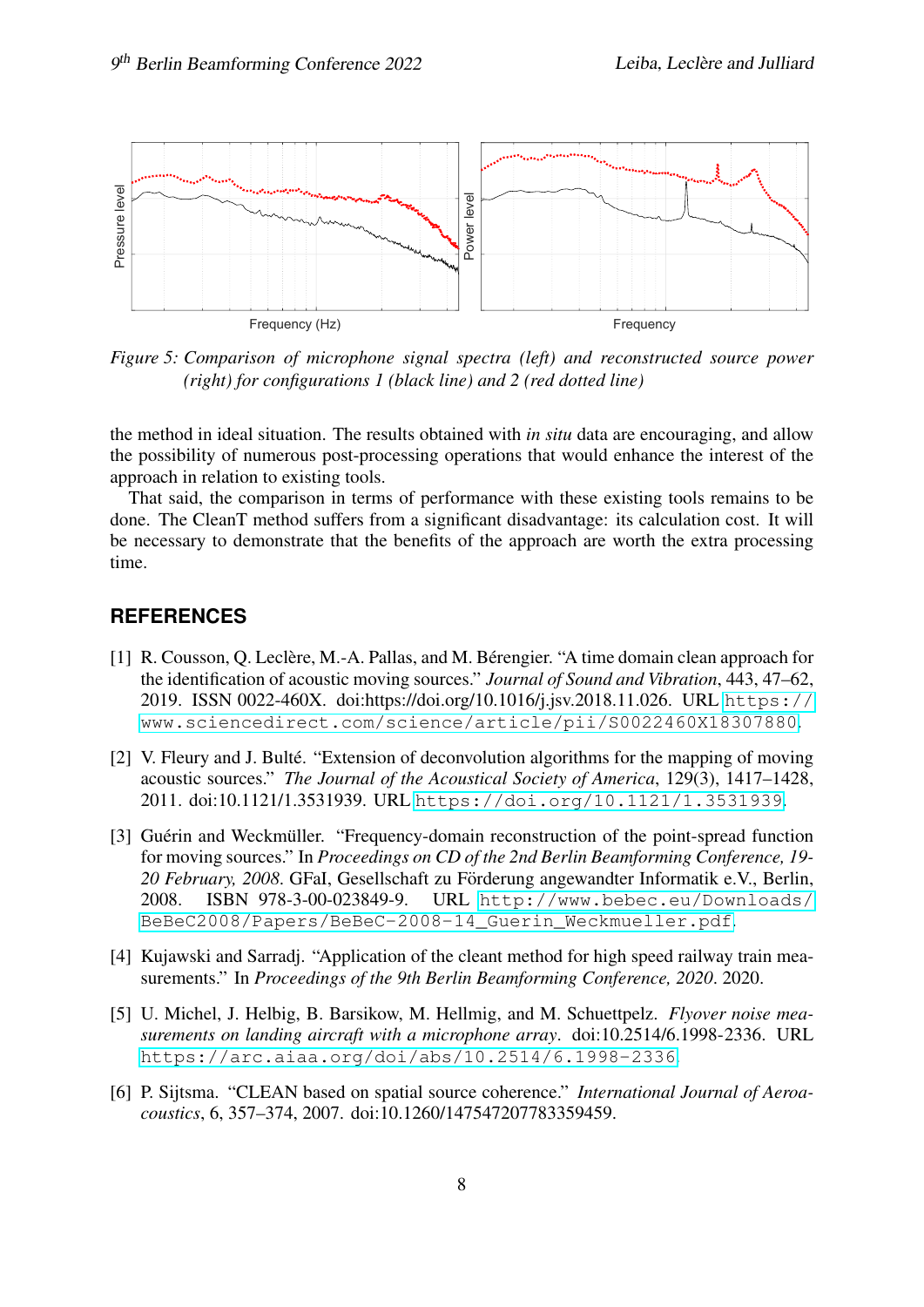Figure 5: Comparison of microphone signal spectra (left) and reconstructed source power (right) for configurations 1 (black line) and 2 (red dotted line)

the method in ideal situation. The results obtained with *in situ* data are encouraging, and allow the possibility of numerous post-processing operations that would enhance the interest of the approach in relation to existing tools.

That said, the comparison in terms of performance with these existing tools remains to be done. The CleanT method suffers from a significant disadvantage: its calculation cost. It will be necessary to demonstrate that the benefits of the approach are worth the extra processing time.

## REFERENCES

[1] R. Cousson, Q. Leclère, M.-A. Pallas, and M. Bérengier. "A time domain clean approach for the identification of acoustic moving sources." *Journal of Sound and Vibration*, 443, 47–62, 2019. ISSN 0022-460X. doi:https://doi.org/10.1016/j.jsv.2018.11.026. URL https://www.sciencedirect.com/science/article/pii/S0022460X18307880.

[2] V. Fleury and J. Bulté. "Extension of deconvolution algorithms for the mapping of moving acoustic sources." *The Journal of the Acoustical Society of America*, 129(3), 1417–1428, 2011. doi:10.1121/1.3531939. URL https://doi.org/10.1121/1.3531939.

[3] Guérin and Weckmüller. "Frequency-domain reconstruction of the point-spread function for moving sources." In *Proceedings on CD of the 2nd Berlin Beamforming Conference, 19-20 February, 2008*. GFaI, Gesellschaft zu Förderung angewandter Informatik e.V., Berlin, 2008. ISBN 978-3-00-023849-9. URL http://www.bebec.eu/Downloads/BeBeC2008/Papers/BeBeC-2008-14_Guerin_Weckmueller.pdf.

[4] Kujawski and Sarradj. "Application of the cleant method for high speed railway train measurements." In *Proceedings of the 9th Berlin Beamforming Conference, 2020*. 2020.

[5] U. Michel, J. Helbig, B. Barsikow, M. Hellmig, and M. Schuettpelz. *Flyover noise measurements on landing aircraft with a microphone array*. doi:10.2514/6.1998-2336. URL https://arc.aiaa.org/doi/abs/10.2514/6.1998-2336.

[6] P. Sijtsma. "CLEAN based on spatial source coherence." *International Journal of Aeroacoustics*, 6, 357–374, 2007. doi:10.1260/147547207783359459.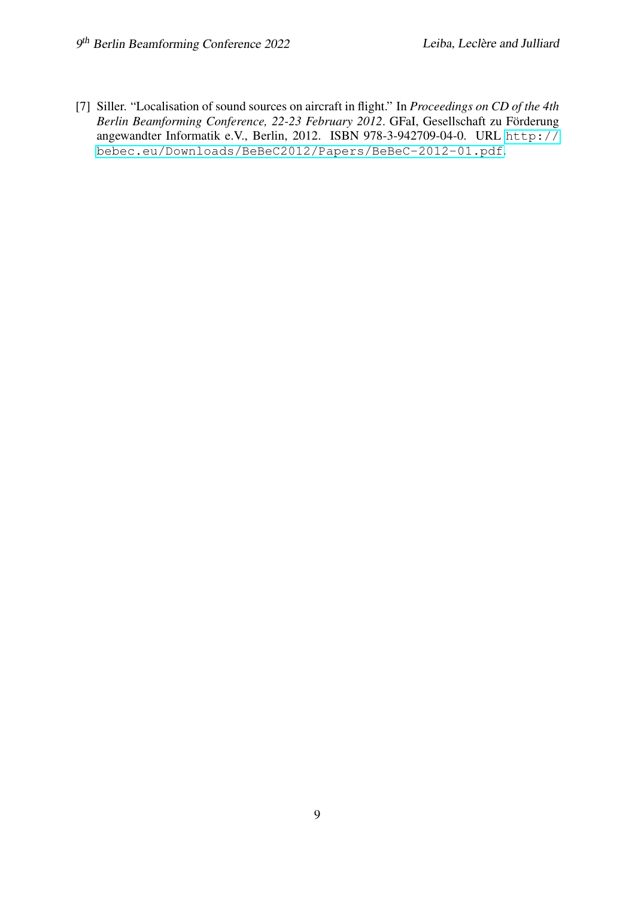[7] Siller. "Localisation of sound sources on aircraft in flight." In *Proceedings on CD of the 4th Berlin Beamforming Conference, 22-23 February 2012*. GFaI, Gesellschaft zu Förderung angewandter Informatik e.V., Berlin, 2012. ISBN 978-3-942709-04-0. URL http://bebec.eu/Downloads/BeBeC2012/Papers/BeBeC-2012-01.pdf.